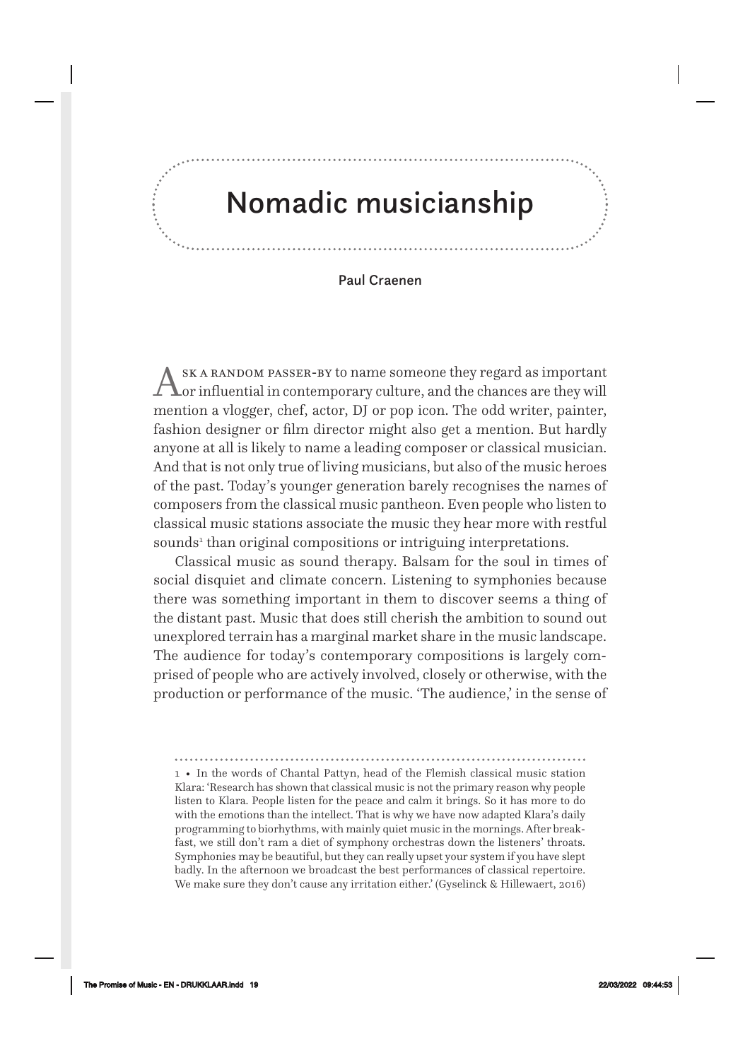# Nomadic musicianship

Paul Craenen

Ask a random passer-by to name someone they regard as important or influential in contemporary culture, and the chances are they will mention a vlogger, chef, actor, DJ or pop icon. The odd writer, painter, fashion designer or film director might also get a mention. But hardly anyone at all is likely to name a leading composer or classical musician. And that is not only true of living musicians, but also of the music heroes of the past. Today's younger generation barely recognises the names of composers from the classical music pantheon. Even people who listen to classical music stations associate the music they hear more with restful sounds[1] than original compositions or intriguing interpretations.

Classical music as sound therapy. Balsam for the soul in times of social disquiet and climate concern. Listening to symphonies because there was something important in them to discover seems a thing of the distant past. Music that does still cherish the ambition to sound out unexplored terrain has a marginal market share in the music landscape. The audience for today's contemporary compositions is largely comprised of people who are actively involved, closely or otherwise, with the production or performance of the music. 'The audience,' in the sense of

---

1 • In the words of Chantal Pattyn, head of the Flemish classical music station Klara: 'Research has shown that classical music is not the primary reason why people listen to Klara. People listen for the peace and calm it brings. So it has more to do with the emotions than the intellect. That is why we have now adapted Klara's daily programming to biorhythms, with mainly quiet music in the mornings. After breakfast, we still don't ram a diet of symphony orchestras down the listeners' throats. Symphonies may be beautiful, but they can really upset your system if you have slept badly. In the afternoon we broadcast the best performances of classical repertoire. We make sure they don't cause any irritation either.' (Gyselinck & Hillewaert, 2016)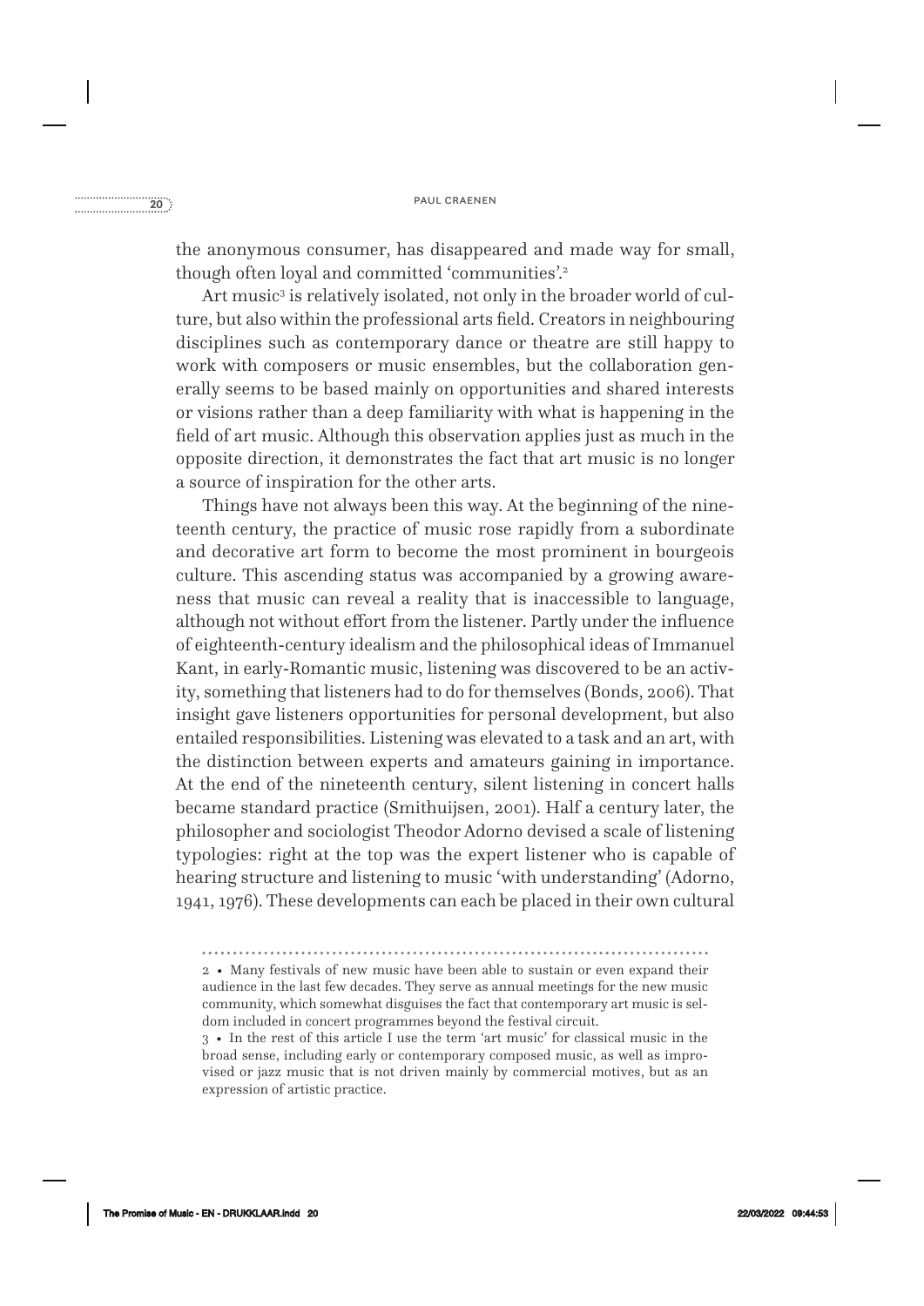the anonymous consumer, has disappeared and made way for small, though often loyal and committed 'communities'.[2]

Art music[3] is relatively isolated, not only in the broader world of culture, but also within the professional arts field. Creators in neighbouring disciplines such as contemporary dance or theatre are still happy to work with composers or music ensembles, but the collaboration generally seems to be based mainly on opportunities and shared interests or visions rather than a deep familiarity with what is happening in the field of art music. Although this observation applies just as much in the opposite direction, it demonstrates the fact that art music is no longer a source of inspiration for the other arts.

Things have not always been this way. At the beginning of the nineteenth century, the practice of music rose rapidly from a subordinate and decorative art form to become the most prominent in bourgeois culture. This ascending status was accompanied by a growing awareness that music can reveal a reality that is inaccessible to language, although not without effort from the listener. Partly under the influence of eighteenth-century idealism and the philosophical ideas of Immanuel Kant, in early-Romantic music, listening was discovered to be an activity, something that listeners had to do for themselves (Bonds, 2006). That insight gave listeners opportunities for personal development, but also entailed responsibilities. Listening was elevated to a task and an art, with the distinction between experts and amateurs gaining in importance. At the end of the nineteenth century, silent listening in concert halls became standard practice (Smithuijsen, 2001). Half a century later, the philosopher and sociologist Theodor Adorno devised a scale of listening typologies: right at the top was the expert listener who is capable of hearing structure and listening to music 'with understanding' (Adorno, 1941, 1976). These developments can each be placed in their own cultural

---

2 • Many festivals of new music have been able to sustain or even expand their audience in the last few decades. They serve as annual meetings for the new music community, which somewhat disguises the fact that contemporary art music is seldom included in concert programmes beyond the festival circuit.

3 • In the rest of this article I use the term 'art music' for classical music in the broad sense, including early or contemporary composed music, as well as improvised or jazz music that is not driven mainly by commercial motives, but as an expression of artistic practice.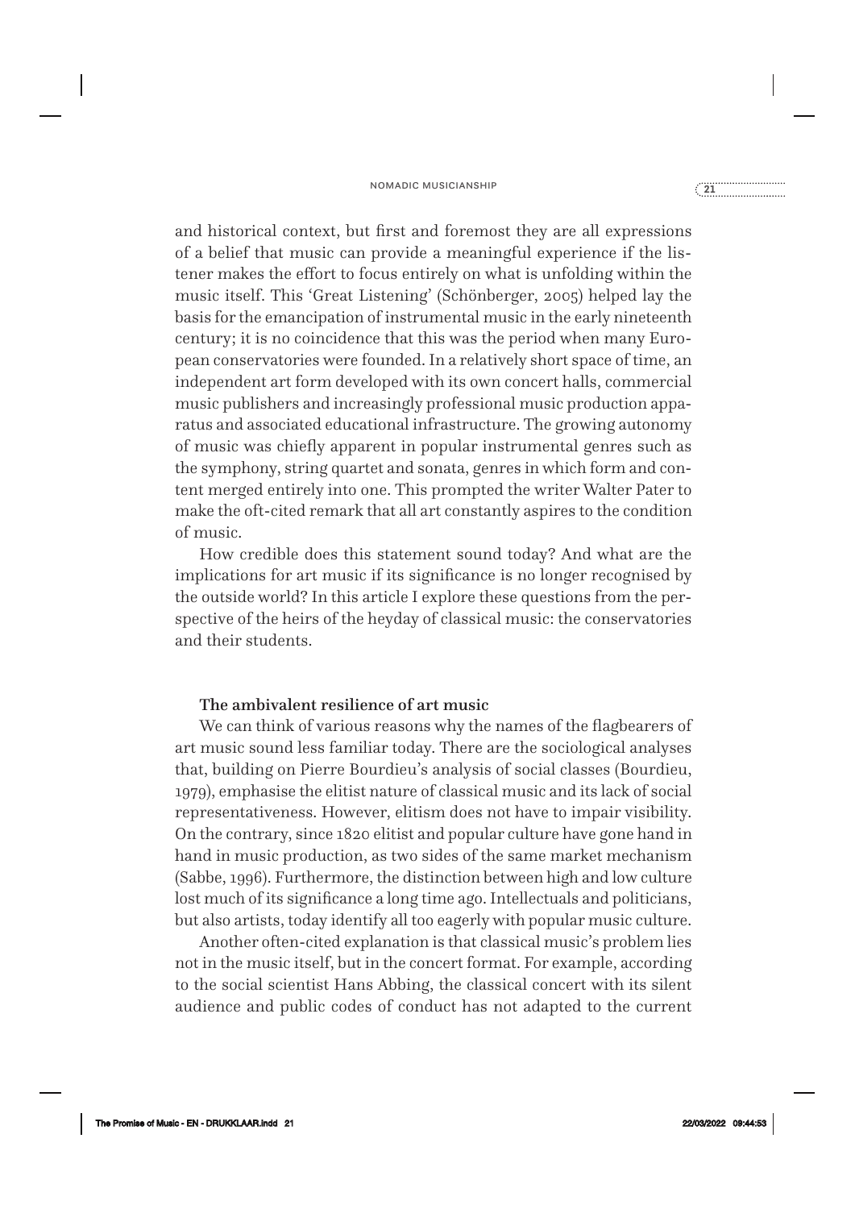and historical context, but first and foremost they are all expressions of a belief that music can provide a meaningful experience if the listener makes the effort to focus entirely on what is unfolding within the music itself. This 'Great Listening' (Schönberger, 2005) helped lay the basis for the emancipation of instrumental music in the early nineteenth century; it is no coincidence that this was the period when many European conservatories were founded. In a relatively short space of time, an independent art form developed with its own concert halls, commercial music publishers and increasingly professional music production apparatus and associated educational infrastructure. The growing autonomy of music was chiefly apparent in popular instrumental genres such as the symphony, string quartet and sonata, genres in which form and content merged entirely into one. This prompted the writer Walter Pater to make the oft-cited remark that all art constantly aspires to the condition of music.

How credible does this statement sound today? And what are the implications for art music if its significance is no longer recognised by the outside world? In this article I explore these questions from the perspective of the heirs of the heyday of classical music: the conservatories and their students.

### The ambivalent resilience of art music

We can think of various reasons why the names of the flagbearers of art music sound less familiar today. There are the sociological analyses that, building on Pierre Bourdieu's analysis of social classes (Bourdieu, 1979), emphasise the elitist nature of classical music and its lack of social representativeness. However, elitism does not have to impair visibility. On the contrary, since 1820 elitist and popular culture have gone hand in hand in music production, as two sides of the same market mechanism (Sabbe, 1996). Furthermore, the distinction between high and low culture lost much of its significance a long time ago. Intellectuals and politicians, but also artists, today identify all too eagerly with popular music culture.

Another often-cited explanation is that classical music's problem lies not in the music itself, but in the concert format. For example, according to the social scientist Hans Abbing, the classical concert with its silent audience and public codes of conduct has not adapted to the current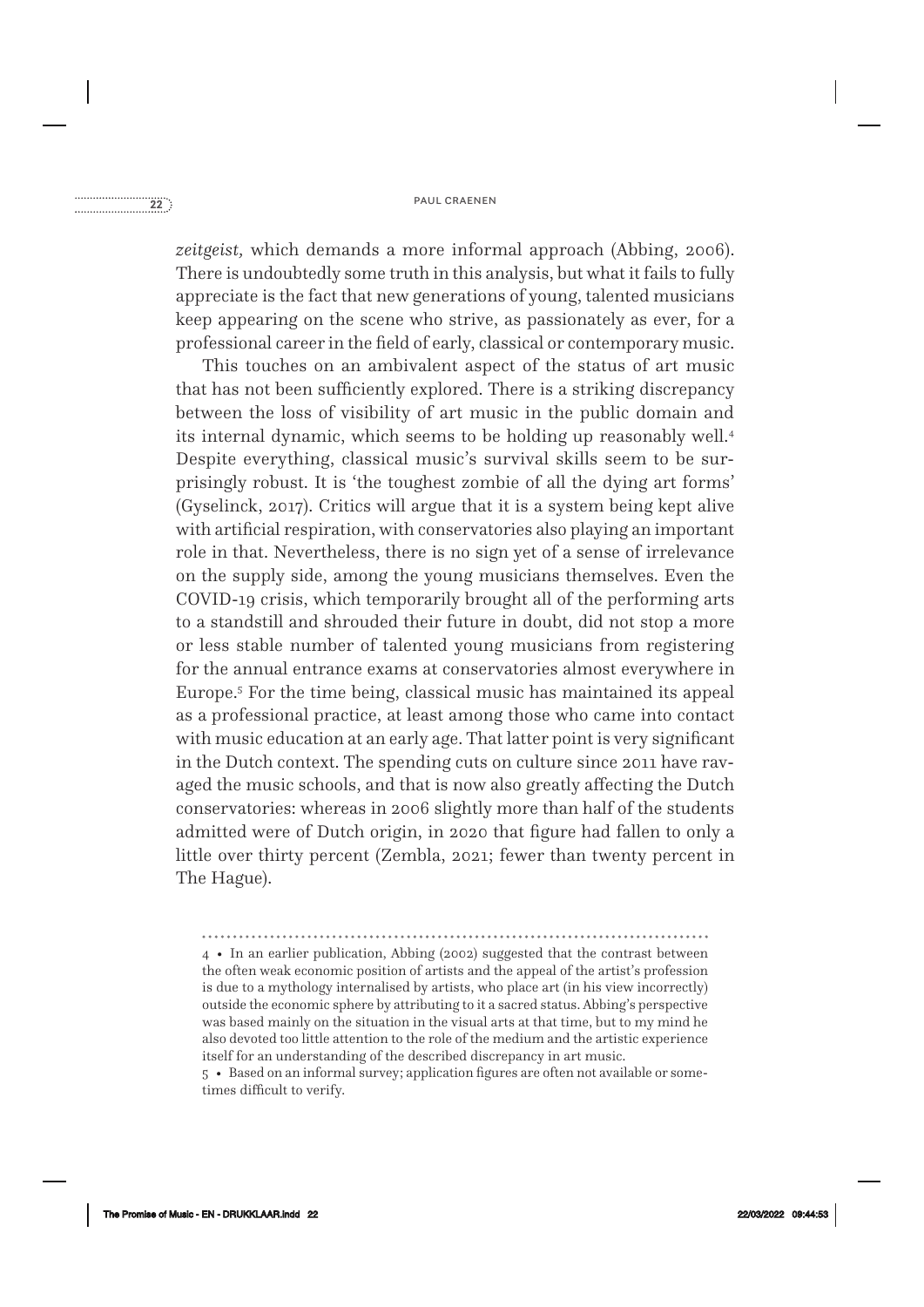*zeitgeist,* which demands a more informal approach (Abbing, 2006). There is undoubtedly some truth in this analysis, but what it fails to fully appreciate is the fact that new generations of young, talented musicians keep appearing on the scene who strive, as passionately as ever, for a professional career in the field of early, classical or contemporary music.

This touches on an ambivalent aspect of the status of art music that has not been sufficiently explored. There is a striking discrepancy between the loss of visibility of art music in the public domain and its internal dynamic, which seems to be holding up reasonably well.[4] Despite everything, classical music's survival skills seem to be surprisingly robust. It is 'the toughest zombie of all the dying art forms' (Gyselinck, 2017). Critics will argue that it is a system being kept alive with artificial respiration, with conservatories also playing an important role in that. Nevertheless, there is no sign yet of a sense of irrelevance on the supply side, among the young musicians themselves. Even the COVID-19 crisis, which temporarily brought all of the performing arts to a standstill and shrouded their future in doubt, did not stop a more or less stable number of talented young musicians from registering for the annual entrance exams at conservatories almost everywhere in Europe.[5] For the time being, classical music has maintained its appeal as a professional practice, at least among those who came into contact with music education at an early age. That latter point is very significant in the Dutch context. The spending cuts on culture since 2011 have ravaged the music schools, and that is now also greatly affecting the Dutch conservatories: whereas in 2006 slightly more than half of the students admitted were of Dutch origin, in 2020 that figure had fallen to only a little over thirty percent (Zembla, 2021; fewer than twenty percent in The Hague).

---

4 • In an earlier publication, Abbing (2002) suggested that the contrast between the often weak economic position of artists and the appeal of the artist's profession is due to a mythology internalised by artists, who place art (in his view incorrectly) outside the economic sphere by attributing to it a sacred status. Abbing's perspective was based mainly on the situation in the visual arts at that time, but to my mind he also devoted too little attention to the role of the medium and the artistic experience itself for an understanding of the described discrepancy in art music.

5 • Based on an informal survey; application figures are often not available or sometimes difficult to verify.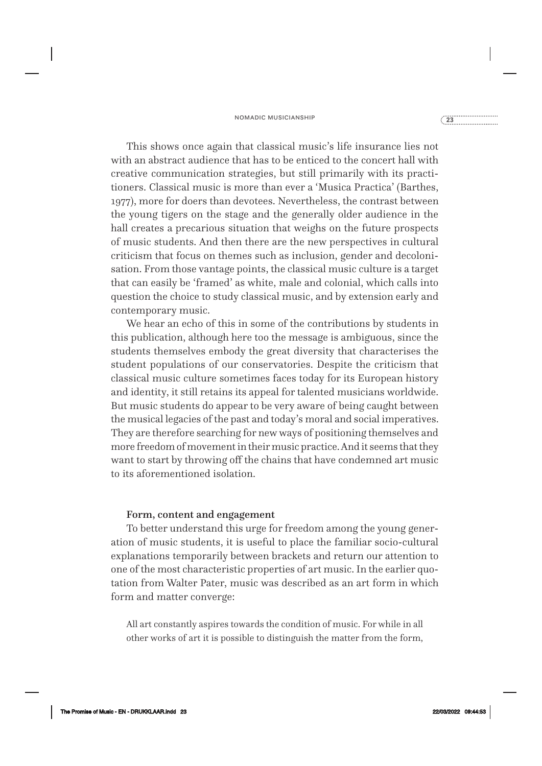This shows once again that classical music's life insurance lies not with an abstract audience that has to be enticed to the concert hall with creative communication strategies, but still primarily with its practitioners. Classical music is more than ever a 'Musica Practica' (Barthes, 1977), more for doers than devotees. Nevertheless, the contrast between the young tigers on the stage and the generally older audience in the hall creates a precarious situation that weighs on the future prospects of music students. And then there are the new perspectives in cultural criticism that focus on themes such as inclusion, gender and decolonisation. From those vantage points, the classical music culture is a target that can easily be 'framed' as white, male and colonial, which calls into question the choice to study classical music, and by extension early and contemporary music.

We hear an echo of this in some of the contributions by students in this publication, although here too the message is ambiguous, since the students themselves embody the great diversity that characterises the student populations of our conservatories. Despite the criticism that classical music culture sometimes faces today for its European history and identity, it still retains its appeal for talented musicians worldwide. But music students do appear to be very aware of being caught between the musical legacies of the past and today's moral and social imperatives. They are therefore searching for new ways of positioning themselves and more freedom of movement in their music practice. And it seems that they want to start by throwing off the chains that have condemned art music to its aforementioned isolation.

### Form, content and engagement

To better understand this urge for freedom among the young generation of music students, it is useful to place the familiar socio-cultural explanations temporarily between brackets and return our attention to one of the most characteristic properties of art music. In the earlier quotation from Walter Pater, music was described as an art form in which form and matter converge:

> All art constantly aspires towards the condition of music. For while in all other works of art it is possible to distinguish the matter from the form,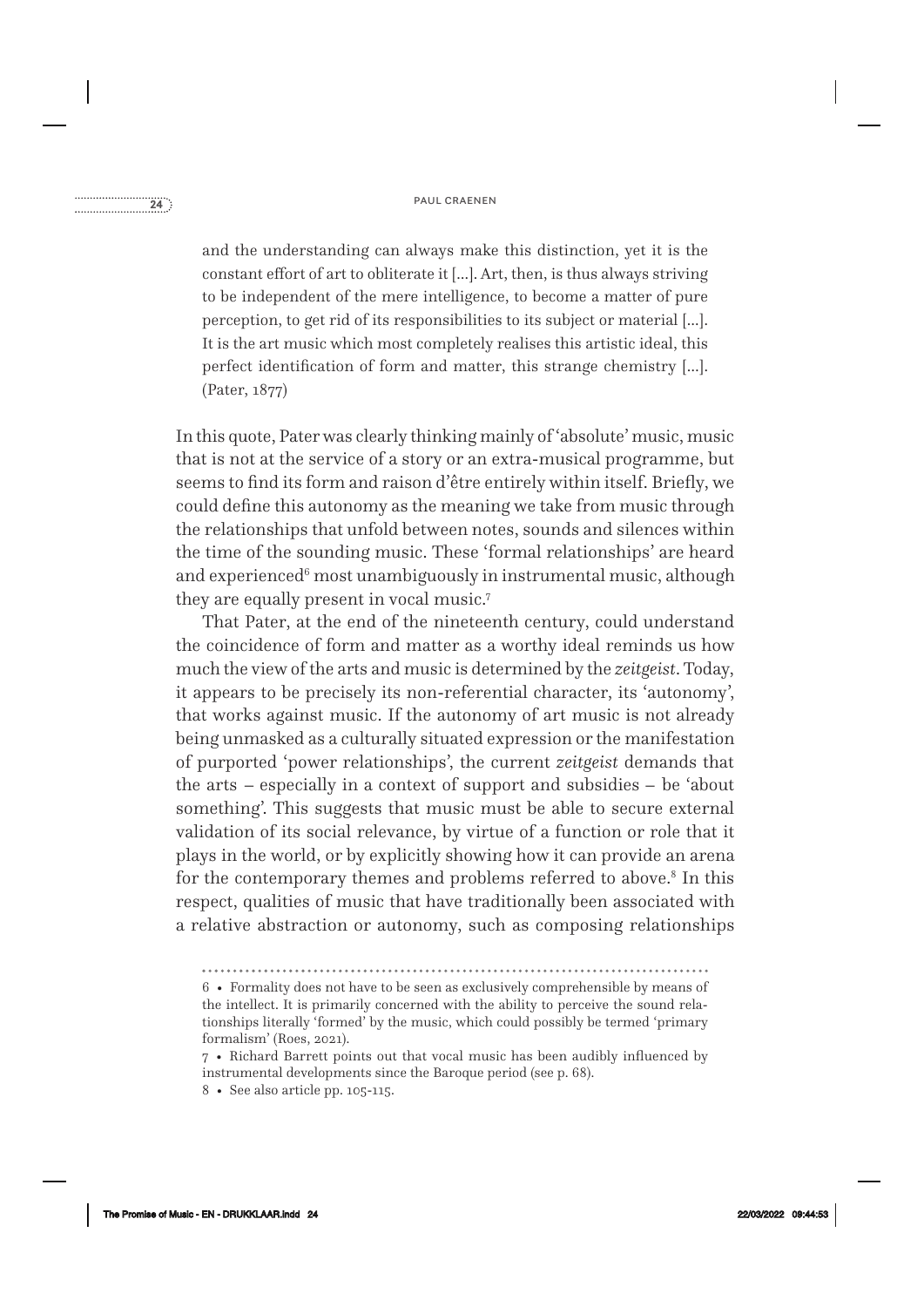> and the understanding can always make this distinction, yet it is the constant effort of art to obliterate it [...]. Art, then, is thus always striving to be independent of the mere intelligence, to become a matter of pure perception, to get rid of its responsibilities to its subject or material [...]. It is the art music which most completely realises this artistic ideal, this perfect identification of form and matter, this strange chemistry [...]. (Pater, 1877)

In this quote, Pater was clearly thinking mainly of 'absolute' music, music that is not at the service of a story or an extra-musical programme, but seems to find its form and raison d'être entirely within itself. Briefly, we could define this autonomy as the meaning we take from music through the relationships that unfold between notes, sounds and silences within the time of the sounding music. These 'formal relationships' are heard and experienced[6] most unambiguously in instrumental music, although they are equally present in vocal music.[7]

That Pater, at the end of the nineteenth century, could understand the coincidence of form and matter as a worthy ideal reminds us how much the view of the arts and music is determined by the *zeitgeist*. Today, it appears to be precisely its non-referential character, its 'autonomy', that works against music. If the autonomy of art music is not already being unmasked as a culturally situated expression or the manifestation of purported 'power relationships', the current *zeitgeist* demands that the arts – especially in a context of support and subsidies – be 'about something'. This suggests that music must be able to secure external validation of its social relevance, by virtue of a function or role that it plays in the world, or by explicitly showing how it can provide an arena for the contemporary themes and problems referred to above.[8] In this respect, qualities of music that have traditionally been associated with a relative abstraction or autonomy, such as composing relationships

---

6 • Formality does not have to be seen as exclusively comprehensible by means of the intellect. It is primarily concerned with the ability to perceive the sound relationships literally 'formed' by the music, which could possibly be termed 'primary formalism' (Roes, 2021).

7 • Richard Barrett points out that vocal music has been audibly influenced by instrumental developments since the Baroque period (see p. 68).

8 • See also article pp. 105-115.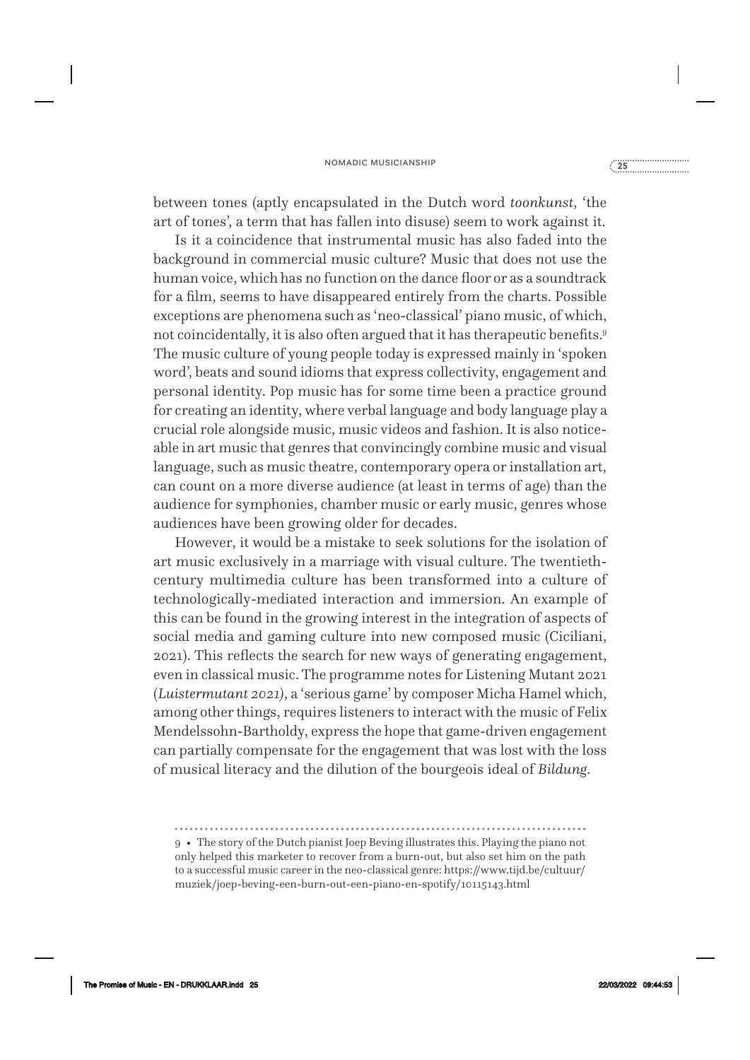between tones (aptly encapsulated in the Dutch word *toonkunst*, 'the art of tones', a term that has fallen into disuse) seem to work against it.

Is it a coincidence that instrumental music has also faded into the background in commercial music culture? Music that does not use the human voice, which has no function on the dance floor or as a soundtrack for a film, seems to have disappeared entirely from the charts. Possible exceptions are phenomena such as 'neo-classical' piano music, of which, not coincidentally, it is also often argued that it has therapeutic benefits.[9] The music culture of young people today is expressed mainly in 'spoken word', beats and sound idioms that express collectivity, engagement and personal identity. Pop music has for some time been a practice ground for creating an identity, where verbal language and body language play a crucial role alongside music, music videos and fashion. It is also noticeable in art music that genres that convincingly combine music and visual language, such as music theatre, contemporary opera or installation art, can count on a more diverse audience (at least in terms of age) than the audience for symphonies, chamber music or early music, genres whose audiences have been growing older for decades.

However, it would be a mistake to seek solutions for the isolation of art music exclusively in a marriage with visual culture. The twentieth-century multimedia culture has been transformed into a culture of technologically-mediated interaction and immersion. An example of this can be found in the growing interest in the integration of aspects of social media and gaming culture into new composed music (Ciciliani, 2021). This reflects the search for new ways of generating engagement, even in classical music. The programme notes for Listening Mutant 2021 (*Luistermutant 2021*), a 'serious game' by composer Micha Hamel which, among other things, requires listeners to interact with the music of Felix Mendelssohn-Bartholdy, express the hope that game-driven engagement can partially compensate for the engagement that was lost with the loss of musical literacy and the dilution of the bourgeois ideal of *Bildung*.

---

9 • The story of the Dutch pianist Joep Beving illustrates this. Playing the piano not only helped this marketer to recover from a burn-out, but also set him on the path to a successful music career in the neo-classical genre: https://www.tijd.be/cultuur/muziek/joep-beving-een-burn-out-een-piano-en-spotify/10115143.html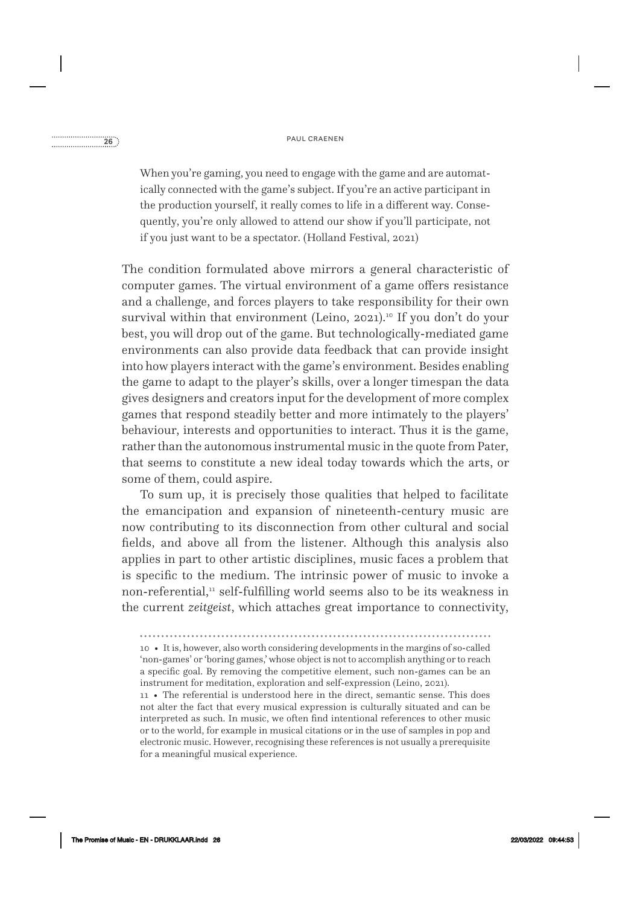> When you're gaming, you need to engage with the game and are automatically connected with the game's subject. If you're an active participant in the production yourself, it really comes to life in a different way. Consequently, you're only allowed to attend our show if you'll participate, not if you just want to be a spectator. (Holland Festival, 2021)

The condition formulated above mirrors a general characteristic of computer games. The virtual environment of a game offers resistance and a challenge, and forces players to take responsibility for their own survival within that environment (Leino, 2021).[10] If you don't do your best, you will drop out of the game. But technologically-mediated game environments can also provide data feedback that can provide insight into how players interact with the game's environment. Besides enabling the game to adapt to the player's skills, over a longer timespan the data gives designers and creators input for the development of more complex games that respond steadily better and more intimately to the players' behaviour, interests and opportunities to interact. Thus it is the game, rather than the autonomous instrumental music in the quote from Pater, that seems to constitute a new ideal today towards which the arts, or some of them, could aspire.

To sum up, it is precisely those qualities that helped to facilitate the emancipation and expansion of nineteenth-century music are now contributing to its disconnection from other cultural and social fields, and above all from the listener. Although this analysis also applies in part to other artistic disciplines, music faces a problem that is specific to the medium. The intrinsic power of music to invoke a non-referential,[11] self-fulfilling world seems also to be its weakness in the current *zeitgeist*, which attaches great importance to connectivity,

---

10 • It is, however, also worth considering developments in the margins of so-called 'non-games' or 'boring games,' whose object is not to accomplish anything or to reach a specific goal. By removing the competitive element, such non-games can be an instrument for meditation, exploration and self-expression (Leino, 2021).

11 • The referential is understood here in the direct, semantic sense. This does not alter the fact that every musical expression is culturally situated and can be interpreted as such. In music, we often find intentional references to other music or to the world, for example in musical citations or in the use of samples in pop and electronic music. However, recognising these references is not usually a prerequisite for a meaningful musical experience.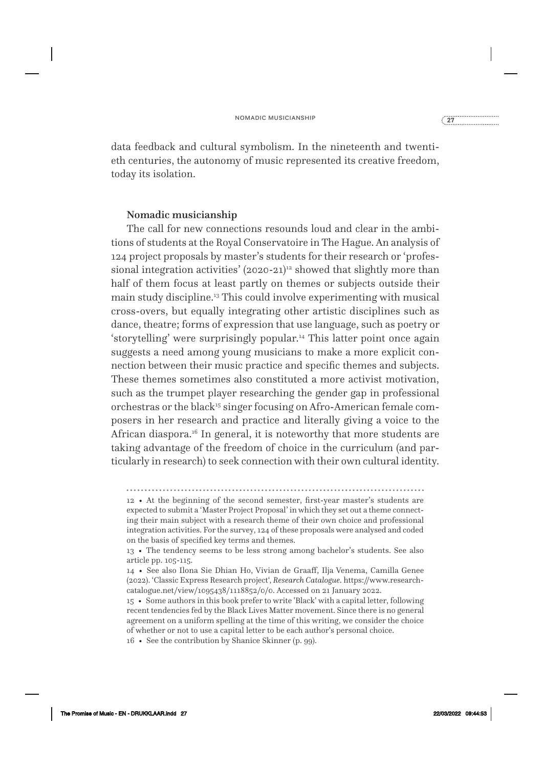data feedback and cultural symbolism. In the nineteenth and twentieth centuries, the autonomy of music represented its creative freedom, today its isolation.

### Nomadic musicianship

The call for new connections resounds loud and clear in the ambitions of students at the Royal Conservatoire in The Hague. An analysis of 124 project proposals by master's students for their research or 'professional integration activities' (2020-21)[12] showed that slightly more than half of them focus at least partly on themes or subjects outside their main study discipline.[13] This could involve experimenting with musical cross-overs, but equally integrating other artistic disciplines such as dance, theatre; forms of expression that use language, such as poetry or 'storytelling' were surprisingly popular.[14] This latter point once again suggests a need among young musicians to make a more explicit connection between their music practice and specific themes and subjects. These themes sometimes also constituted a more activist motivation, such as the trumpet player researching the gender gap in professional orchestras or the black[15] singer focusing on Afro-American female composers in her research and practice and literally giving a voice to the African diaspora.[16] In general, it is noteworthy that more students are taking advantage of the freedom of choice in the curriculum (and particularly in research) to seek connection with their own cultural identity.

---

12 • At the beginning of the second semester, first-year master's students are expected to submit a 'Master Project Proposal' in which they set out a theme connecting their main subject with a research theme of their own choice and professional integration activities. For the survey, 124 of these proposals were analysed and coded on the basis of specified key terms and themes.

13 • The tendency seems to be less strong among bachelor's students. See also article pp. 105-115.

14 • See also Ilona Sie Dhian Ho, Vivian de Graaff, Ilja Venema, Camilla Genee (2022). 'Classic Express Research project', *Research Catalogue*. https://www.researchcatalogue.net/view/1095438/1118852/0/0. Accessed on 21 January 2022.

15 • Some authors in this book prefer to write 'Black' with a capital letter, following recent tendencies fed by the Black Lives Matter movement. Since there is no general agreement on a uniform spelling at the time of this writing, we consider the choice of whether or not to use a capital letter to be each author's personal choice.

16 • See the contribution by Shanice Skinner (p. 99).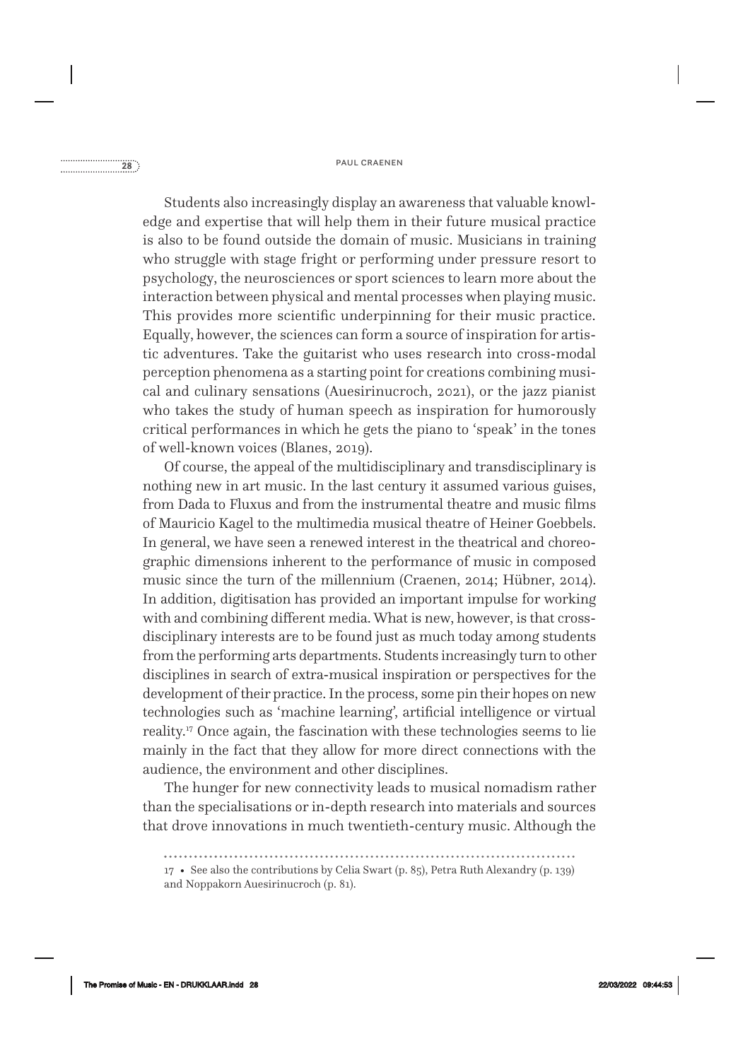Students also increasingly display an awareness that valuable knowledge and expertise that will help them in their future musical practice is also to be found outside the domain of music. Musicians in training who struggle with stage fright or performing under pressure resort to psychology, the neurosciences or sport sciences to learn more about the interaction between physical and mental processes when playing music. This provides more scientific underpinning for their music practice. Equally, however, the sciences can form a source of inspiration for artistic adventures. Take the guitarist who uses research into cross-modal perception phenomena as a starting point for creations combining musical and culinary sensations (Auesirinucroch, 2021), or the jazz pianist who takes the study of human speech as inspiration for humorously critical performances in which he gets the piano to 'speak' in the tones of well-known voices (Blanes, 2019).

Of course, the appeal of the multidisciplinary and transdisciplinary is nothing new in art music. In the last century it assumed various guises, from Dada to Fluxus and from the instrumental theatre and music films of Mauricio Kagel to the multimedia musical theatre of Heiner Goebbels. In general, we have seen a renewed interest in the theatrical and choreographic dimensions inherent to the performance of music in composed music since the turn of the millennium (Craenen, 2014; Hübner, 2014). In addition, digitisation has provided an important impulse for working with and combining different media. What is new, however, is that cross-disciplinary interests are to be found just as much today among students from the performing arts departments. Students increasingly turn to other disciplines in search of extra-musical inspiration or perspectives for the development of their practice. In the process, some pin their hopes on new technologies such as 'machine learning', artificial intelligence or virtual reality.[17] Once again, the fascination with these technologies seems to lie mainly in the fact that they allow for more direct connections with the audience, the environment and other disciplines.

The hunger for new connectivity leads to musical nomadism rather than the specialisations or in-depth research into materials and sources that drove innovations in much twentieth-century music. Although the

---

17 • See also the contributions by Celia Swart (p. 85), Petra Ruth Alexandry (p. 139) and Noppakorn Auesirinucroch (p. 81).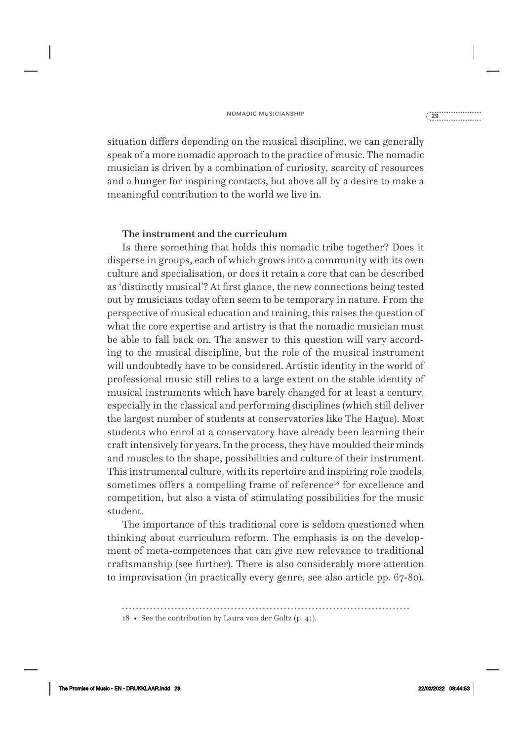situation differs depending on the musical discipline, we can generally speak of a more nomadic approach to the practice of music. The nomadic musician is driven by a combination of curiosity, scarcity of resources and a hunger for inspiring contacts, but above all by a desire to make a meaningful contribution to the world we live in.

### The instrument and the curriculum

Is there something that holds this nomadic tribe together? Does it disperse in groups, each of which grows into a community with its own culture and specialisation, or does it retain a core that can be described as 'distinctly musical'? At first glance, the new connections being tested out by musicians today often seem to be temporary in nature. From the perspective of musical education and training, this raises the question of what the core expertise and artistry is that the nomadic musician must be able to fall back on. The answer to this question will vary according to the musical discipline, but the role of the musical instrument will undoubtedly have to be considered. Artistic identity in the world of professional music still relies to a large extent on the stable identity of musical instruments which have barely changed for at least a century, especially in the classical and performing disciplines (which still deliver the largest number of students at conservatories like The Hague). Most students who enrol at a conservatory have already been learning their craft intensively for years. In the process, they have moulded their minds and muscles to the shape, possibilities and culture of their instrument. This instrumental culture, with its repertoire and inspiring role models, sometimes offers a compelling frame of reference[18] for excellence and competition, but also a vista of stimulating possibilities for the music student.

The importance of this traditional core is seldom questioned when thinking about curriculum reform. The emphasis is on the development of meta-competences that can give new relevance to traditional craftsmanship (see further). There is also considerably more attention to improvisation (in practically every genre, see also article pp. 67-80).

18 • See the contribution by Laura von der Goltz (p. 41).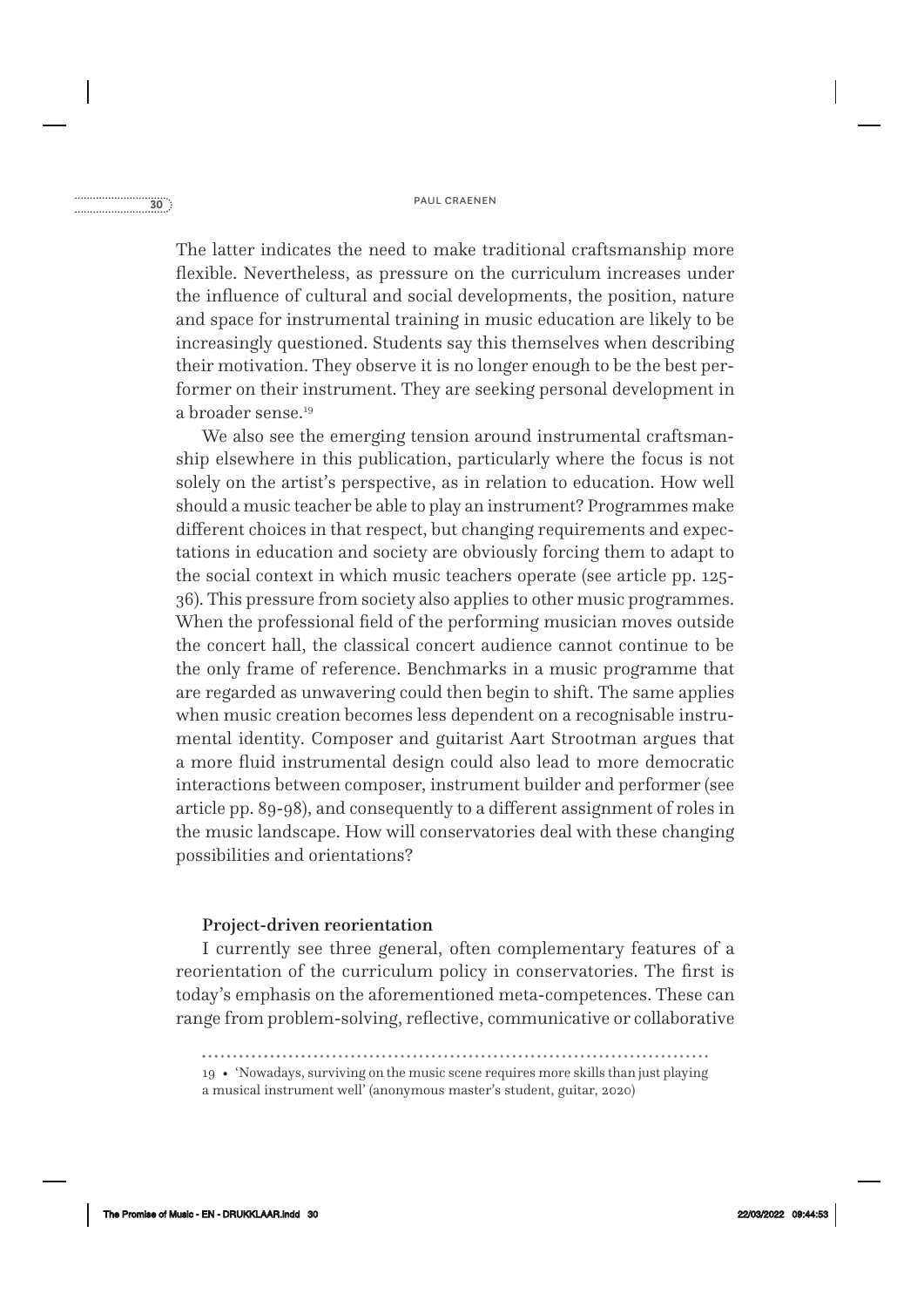The latter indicates the need to make traditional craftsmanship more flexible. Nevertheless, as pressure on the curriculum increases under the influence of cultural and social developments, the position, nature and space for instrumental training in music education are likely to be increasingly questioned. Students say this themselves when describing their motivation. They observe it is no longer enough to be the best performer on their instrument. They are seeking personal development in a broader sense.[19]

We also see the emerging tension around instrumental craftsmanship elsewhere in this publication, particularly where the focus is not solely on the artist's perspective, as in relation to education. How well should a music teacher be able to play an instrument? Programmes make different choices in that respect, but changing requirements and expectations in education and society are obviously forcing them to adapt to the social context in which music teachers operate (see article pp. 125-36). This pressure from society also applies to other music programmes. When the professional field of the performing musician moves outside the concert hall, the classical concert audience cannot continue to be the only frame of reference. Benchmarks in a music programme that are regarded as unwavering could then begin to shift. The same applies when music creation becomes less dependent on a recognisable instrumental identity. Composer and guitarist Aart Strootman argues that a more fluid instrumental design could also lead to more democratic interactions between composer, instrument builder and performer (see article pp. 89-98), and consequently to a different assignment of roles in the music landscape. How will conservatories deal with these changing possibilities and orientations?

**Project-driven reorientation**

I currently see three general, often complementary features of a reorientation of the curriculum policy in conservatories. The first is today's emphasis on the aforementioned meta-competences. These can range from problem-solving, reflective, communicative or collaborative

---

19 • 'Nowadays, surviving on the music scene requires more skills than just playing a musical instrument well' (anonymous master's student, guitar, 2020)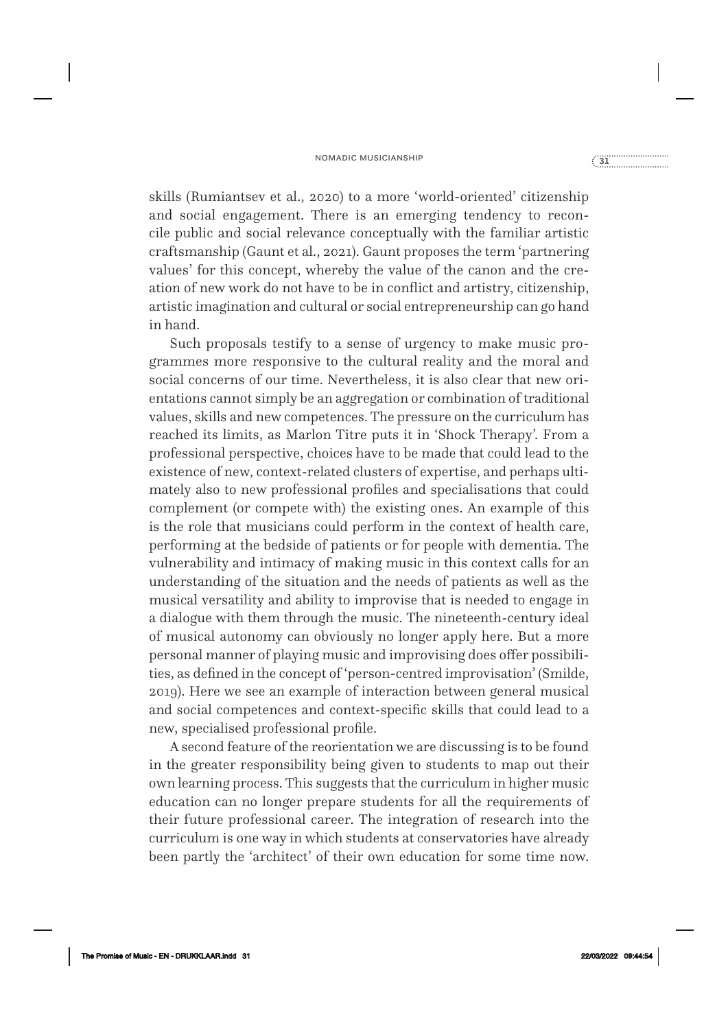skills (Rumiantsev et al., 2020) to a more 'world-oriented' citizenship and social engagement. There is an emerging tendency to reconcile public and social relevance conceptually with the familiar artistic craftsmanship (Gaunt et al., 2021). Gaunt proposes the term 'partnering values' for this concept, whereby the value of the canon and the creation of new work do not have to be in conflict and artistry, citizenship, artistic imagination and cultural or social entrepreneurship can go hand in hand.

Such proposals testify to a sense of urgency to make music programmes more responsive to the cultural reality and the moral and social concerns of our time. Nevertheless, it is also clear that new orientations cannot simply be an aggregation or combination of traditional values, skills and new competences. The pressure on the curriculum has reached its limits, as Marlon Titre puts it in 'Shock Therapy'. From a professional perspective, choices have to be made that could lead to the existence of new, context-related clusters of expertise, and perhaps ultimately also to new professional profiles and specialisations that could complement (or compete with) the existing ones. An example of this is the role that musicians could perform in the context of health care, performing at the bedside of patients or for people with dementia. The vulnerability and intimacy of making music in this context calls for an understanding of the situation and the needs of patients as well as the musical versatility and ability to improvise that is needed to engage in a dialogue with them through the music. The nineteenth-century ideal of musical autonomy can obviously no longer apply here. But a more personal manner of playing music and improvising does offer possibilities, as defined in the concept of 'person-centred improvisation' (Smilde, 2019). Here we see an example of interaction between general musical and social competences and context-specific skills that could lead to a new, specialised professional profile.

A second feature of the reorientation we are discussing is to be found in the greater responsibility being given to students to map out their own learning process. This suggests that the curriculum in higher music education can no longer prepare students for all the requirements of their future professional career. The integration of research into the curriculum is one way in which students at conservatories have already been partly the 'architect' of their own education for some time now.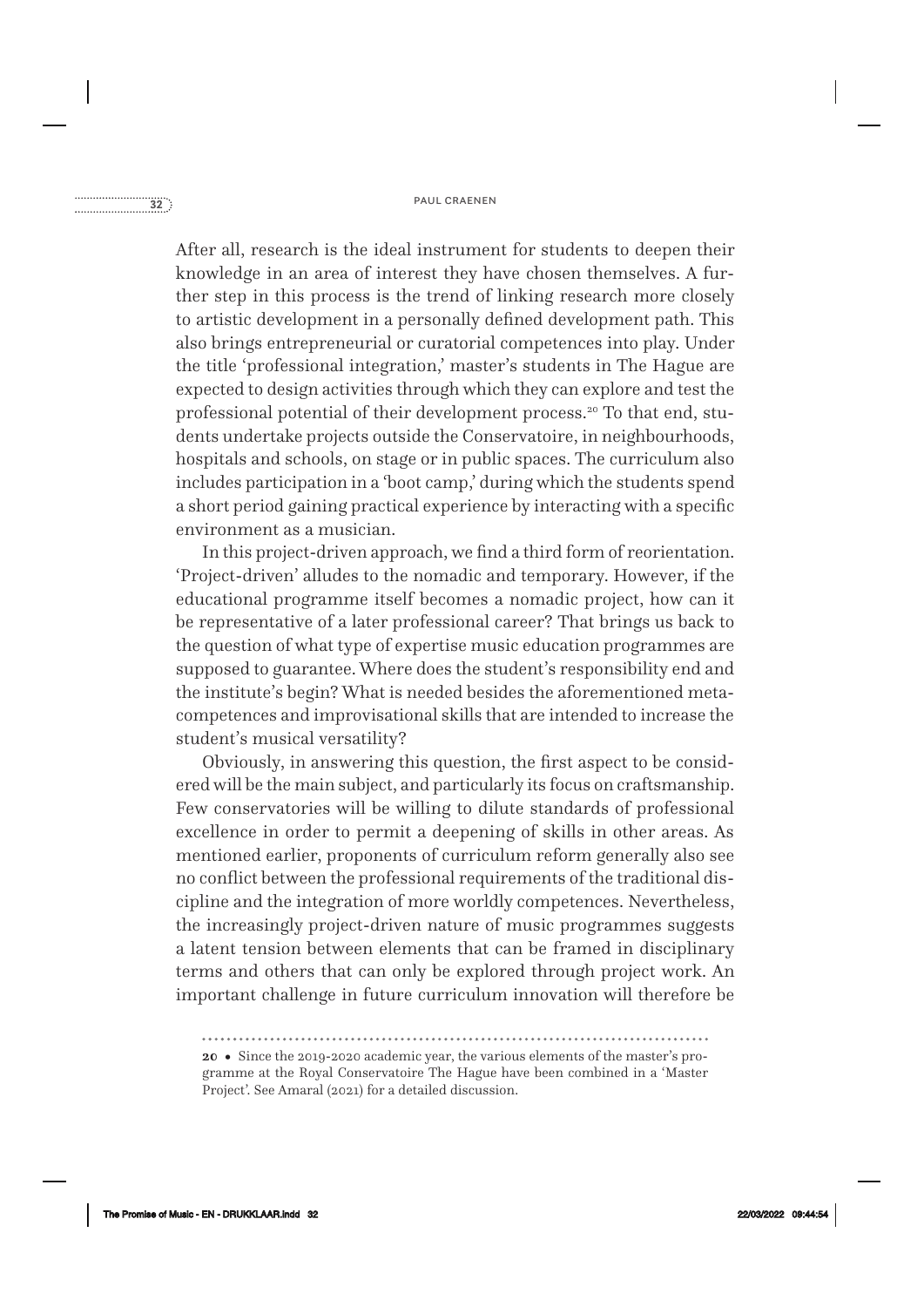After all, research is the ideal instrument for students to deepen their knowledge in an area of interest they have chosen themselves. A further step in this process is the trend of linking research more closely to artistic development in a personally defined development path. This also brings entrepreneurial or curatorial competences into play. Under the title 'professional integration,' master's students in The Hague are expected to design activities through which they can explore and test the professional potential of their development process.[20] To that end, students undertake projects outside the Conservatoire, in neighbourhoods, hospitals and schools, on stage or in public spaces. The curriculum also includes participation in a 'boot camp,' during which the students spend a short period gaining practical experience by interacting with a specific environment as a musician.

In this project-driven approach, we find a third form of reorientation. 'Project-driven' alludes to the nomadic and temporary. However, if the educational programme itself becomes a nomadic project, how can it be representative of a later professional career? That brings us back to the question of what type of expertise music education programmes are supposed to guarantee. Where does the student's responsibility end and the institute's begin? What is needed besides the aforementioned meta-competences and improvisational skills that are intended to increase the student's musical versatility?

Obviously, in answering this question, the first aspect to be considered will be the main subject, and particularly its focus on craftsmanship. Few conservatories will be willing to dilute standards of professional excellence in order to permit a deepening of skills in other areas. As mentioned earlier, proponents of curriculum reform generally also see no conflict between the professional requirements of the traditional discipline and the integration of more worldly competences. Nevertheless, the increasingly project-driven nature of music programmes suggests a latent tension between elements that can be framed in disciplinary terms and others that can only be explored through project work. An important challenge in future curriculum innovation will therefore be

---

**20** • Since the 2019-2020 academic year, the various elements of the master's programme at the Royal Conservatoire The Hague have been combined in a 'Master Project'. See Amaral (2021) for a detailed discussion.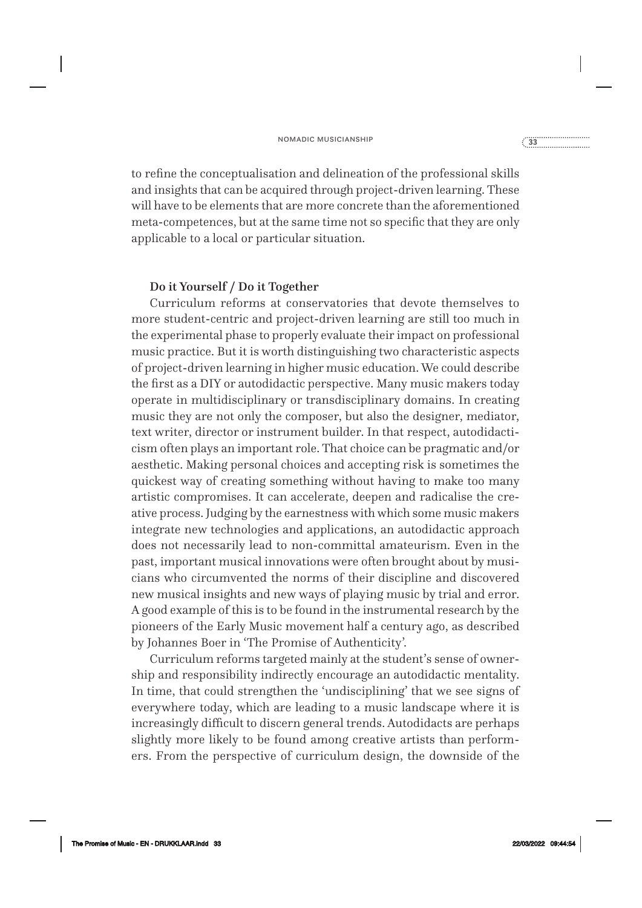to refine the conceptualisation and delineation of the professional skills and insights that can be acquired through project-driven learning. These will have to be elements that are more concrete than the aforementioned meta-competences, but at the same time not so specific that they are only applicable to a local or particular situation.

### Do it Yourself / Do it Together

Curriculum reforms at conservatories that devote themselves to more student-centric and project-driven learning are still too much in the experimental phase to properly evaluate their impact on professional music practice. But it is worth distinguishing two characteristic aspects of project-driven learning in higher music education. We could describe the first as a DIY or autodidactic perspective. Many music makers today operate in multidisciplinary or transdisciplinary domains. In creating music they are not only the composer, but also the designer, mediator, text writer, director or instrument builder. In that respect, autodidacticism often plays an important role. That choice can be pragmatic and/or aesthetic. Making personal choices and accepting risk is sometimes the quickest way of creating something without having to make too many artistic compromises. It can accelerate, deepen and radicalise the creative process. Judging by the earnestness with which some music makers integrate new technologies and applications, an autodidactic approach does not necessarily lead to non-committal amateurism. Even in the past, important musical innovations were often brought about by musicians who circumvented the norms of their discipline and discovered new musical insights and new ways of playing music by trial and error. A good example of this is to be found in the instrumental research by the pioneers of the Early Music movement half a century ago, as described by Johannes Boer in 'The Promise of Authenticity'.

Curriculum reforms targeted mainly at the student's sense of ownership and responsibility indirectly encourage an autodidactic mentality. In time, that could strengthen the 'undisciplining' that we see signs of everywhere today, which are leading to a music landscape where it is increasingly difficult to discern general trends. Autodidacts are perhaps slightly more likely to be found among creative artists than performers. From the perspective of curriculum design, the downside of the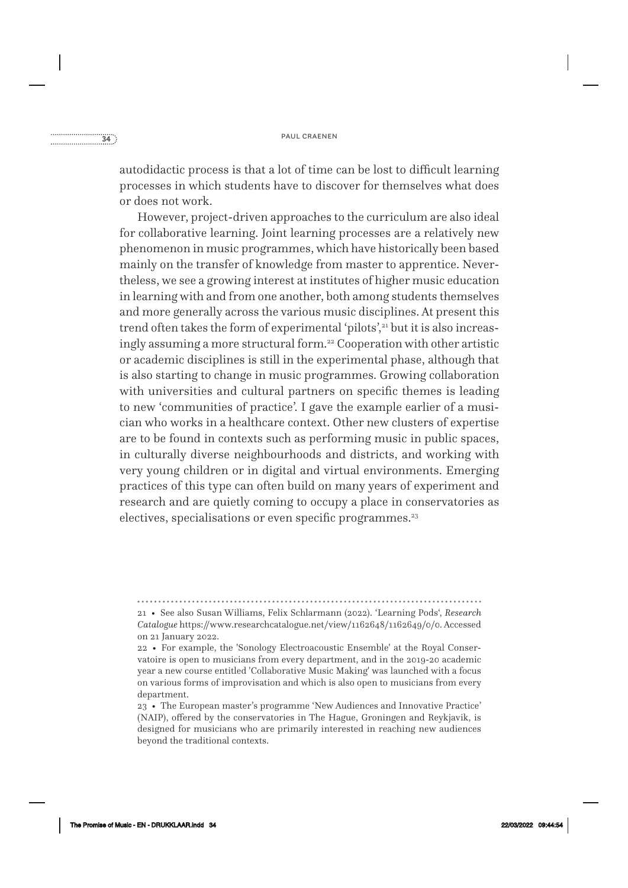autodidactic process is that a lot of time can be lost to difficult learning processes in which students have to discover for themselves what does or does not work.

However, project-driven approaches to the curriculum are also ideal for collaborative learning. Joint learning processes are a relatively new phenomenon in music programmes, which have historically been based mainly on the transfer of knowledge from master to apprentice. Nevertheless, we see a growing interest at institutes of higher music education in learning with and from one another, both among students themselves and more generally across the various music disciplines. At present this trend often takes the form of experimental 'pilots',[21] but it is also increasingly assuming a more structural form.[22] Cooperation with other artistic or academic disciplines is still in the experimental phase, although that is also starting to change in music programmes. Growing collaboration with universities and cultural partners on specific themes is leading to new 'communities of practice'. I gave the example earlier of a musician who works in a healthcare context. Other new clusters of expertise are to be found in contexts such as performing music in public spaces, in culturally diverse neighbourhoods and districts, and working with very young children or in digital and virtual environments. Emerging practices of this type can often build on many years of experiment and research and are quietly coming to occupy a place in conservatories as electives, specialisations or even specific programmes.[23]

---

21 • See also Susan Williams, Felix Schlarmann (2022). 'Learning Pods', *Research Catalogue* https://www.researchcatalogue.net/view/1162648/1162649/0/0. Accessed on 21 January 2022.

22 • For example, the 'Sonology Electroacoustic Ensemble' at the Royal Conservatoire is open to musicians from every department, and in the 2019-20 academic year a new course entitled 'Collaborative Music Making' was launched with a focus on various forms of improvisation and which is also open to musicians from every department.

23 • The European master's programme 'New Audiences and Innovative Practice' (NAIP), offered by the conservatories in The Hague, Groningen and Reykjavik, is designed for musicians who are primarily interested in reaching new audiences beyond the traditional contexts.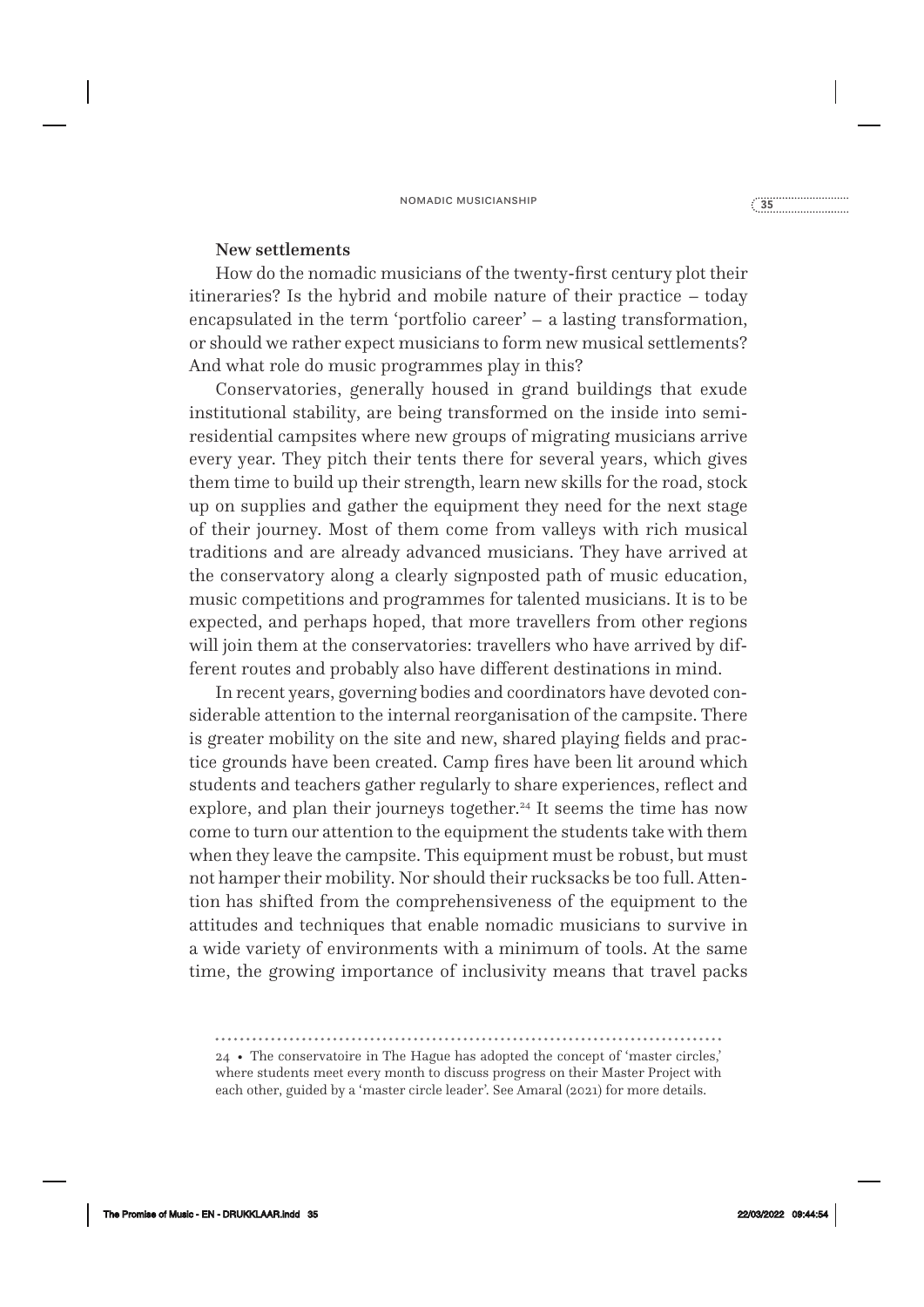### New settlements

How do the nomadic musicians of the twenty-first century plot their itineraries? Is the hybrid and mobile nature of their practice – today encapsulated in the term 'portfolio career' – a lasting transformation, or should we rather expect musicians to form new musical settlements? And what role do music programmes play in this?

Conservatories, generally housed in grand buildings that exude institutional stability, are being transformed on the inside into semi-residential campsites where new groups of migrating musicians arrive every year. They pitch their tents there for several years, which gives them time to build up their strength, learn new skills for the road, stock up on supplies and gather the equipment they need for the next stage of their journey. Most of them come from valleys with rich musical traditions and are already advanced musicians. They have arrived at the conservatory along a clearly signposted path of music education, music competitions and programmes for talented musicians. It is to be expected, and perhaps hoped, that more travellers from other regions will join them at the conservatories: travellers who have arrived by different routes and probably also have different destinations in mind.

In recent years, governing bodies and coordinators have devoted considerable attention to the internal reorganisation of the campsite. There is greater mobility on the site and new, shared playing fields and practice grounds have been created. Camp fires have been lit around which students and teachers gather regularly to share experiences, reflect and explore, and plan their journeys together.[24] It seems the time has now come to turn our attention to the equipment the students take with them when they leave the campsite. This equipment must be robust, but must not hamper their mobility. Nor should their rucksacks be too full. Attention has shifted from the comprehensiveness of the equipment to the attitudes and techniques that enable nomadic musicians to survive in a wide variety of environments with a minimum of tools. At the same time, the growing importance of inclusivity means that travel packs

---

24 • The conservatoire in The Hague has adopted the concept of 'master circles,' where students meet every month to discuss progress on their Master Project with each other, guided by a 'master circle leader'. See Amaral (2021) for more details.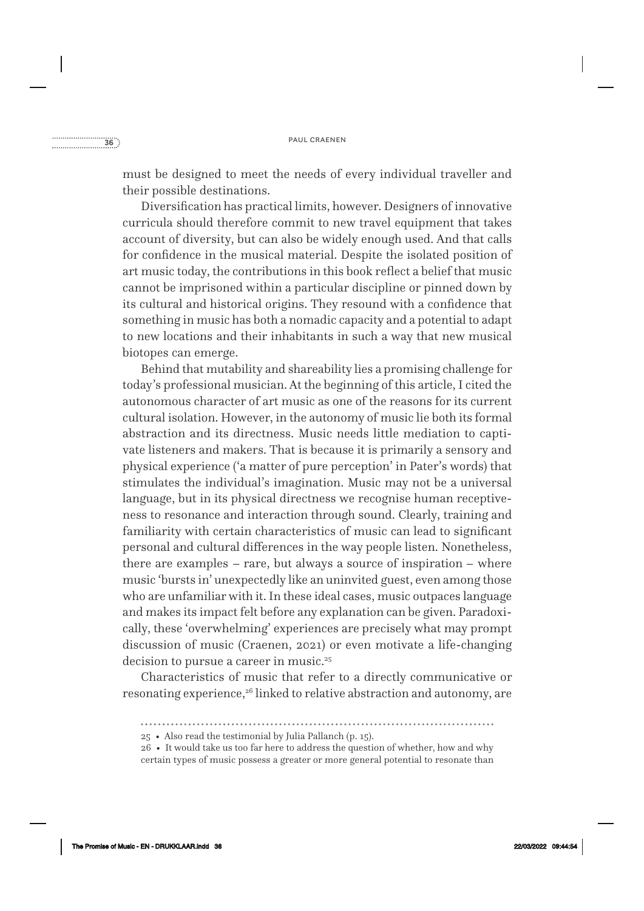must be designed to meet the needs of every individual traveller and their possible destinations.

Diversification has practical limits, however. Designers of innovative curricula should therefore commit to new travel equipment that takes account of diversity, but can also be widely enough used. And that calls for confidence in the musical material. Despite the isolated position of art music today, the contributions in this book reflect a belief that music cannot be imprisoned within a particular discipline or pinned down by its cultural and historical origins. They resound with a confidence that something in music has both a nomadic capacity and a potential to adapt to new locations and their inhabitants in such a way that new musical biotopes can emerge.

Behind that mutability and shareability lies a promising challenge for today's professional musician. At the beginning of this article, I cited the autonomous character of art music as one of the reasons for its current cultural isolation. However, in the autonomy of music lie both its formal abstraction and its directness. Music needs little mediation to captivate listeners and makers. That is because it is primarily a sensory and physical experience ('a matter of pure perception' in Pater's words) that stimulates the individual's imagination. Music may not be a universal language, but in its physical directness we recognise human receptiveness to resonance and interaction through sound. Clearly, training and familiarity with certain characteristics of music can lead to significant personal and cultural differences in the way people listen. Nonetheless, there are examples – rare, but always a source of inspiration – where music 'bursts in' unexpectedly like an uninvited guest, even among those who are unfamiliar with it. In these ideal cases, music outpaces language and makes its impact felt before any explanation can be given. Paradoxically, these 'overwhelming' experiences are precisely what may prompt discussion of music (Craenen, 2021) or even motivate a life-changing decision to pursue a career in music.[25]

Characteristics of music that refer to a directly communicative or resonating experience,[26] linked to relative abstraction and autonomy, are

---

25 • Also read the testimonial by Julia Pallanch (p. 15).

26 • It would take us too far here to address the question of whether, how and why certain types of music possess a greater or more general potential to resonate than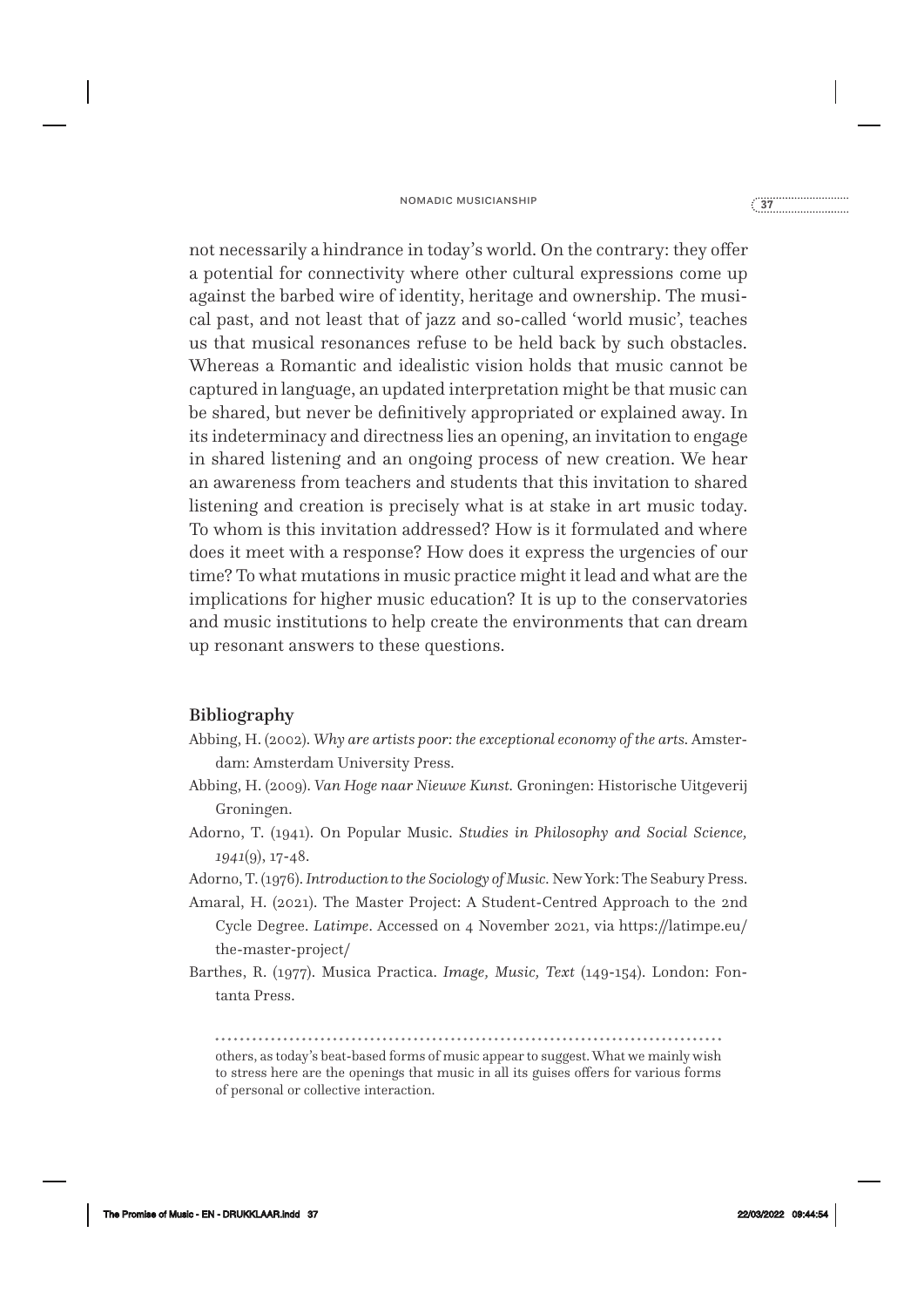not necessarily a hindrance in today's world. On the contrary: they offer a potential for connectivity where other cultural expressions come up against the barbed wire of identity, heritage and ownership. The musical past, and not least that of jazz and so-called 'world music', teaches us that musical resonances refuse to be held back by such obstacles. Whereas a Romantic and idealistic vision holds that music cannot be captured in language, an updated interpretation might be that music can be shared, but never be definitively appropriated or explained away. In its indeterminacy and directness lies an opening, an invitation to engage in shared listening and an ongoing process of new creation. We hear an awareness from teachers and students that this invitation to shared listening and creation is precisely what is at stake in art music today. To whom is this invitation addressed? How is it formulated and where does it meet with a response? How does it express the urgencies of our time? To what mutations in music practice might it lead and what are the implications for higher music education? It is up to the conservatories and music institutions to help create the environments that can dream up resonant answers to these questions.

## Bibliography

Abbing, H. (2002). *Why are artists poor: the exceptional economy of the arts.* Amsterdam: Amsterdam University Press.

Abbing, H. (2009). *Van Hoge naar Nieuwe Kunst.* Groningen: Historische Uitgeverij Groningen.

Adorno, T. (1941). On Popular Music. *Studies in Philosophy and Social Science, 1941*(9), 17-48.

Adorno, T. (1976). *Introduction to the Sociology of Music.* New York: The Seabury Press.

Amaral, H. (2021). The Master Project: A Student-Centred Approach to the 2nd Cycle Degree. *Latimpe*. Accessed on 4 November 2021, via https://latimpe.eu/the-master-project/

Barthes, R. (1977). Musica Practica. *Image, Music, Text* (149-154). London: Fontanta Press.

---

others, as today's beat-based forms of music appear to suggest. What we mainly wish to stress here are the openings that music in all its guises offers for various forms of personal or collective interaction.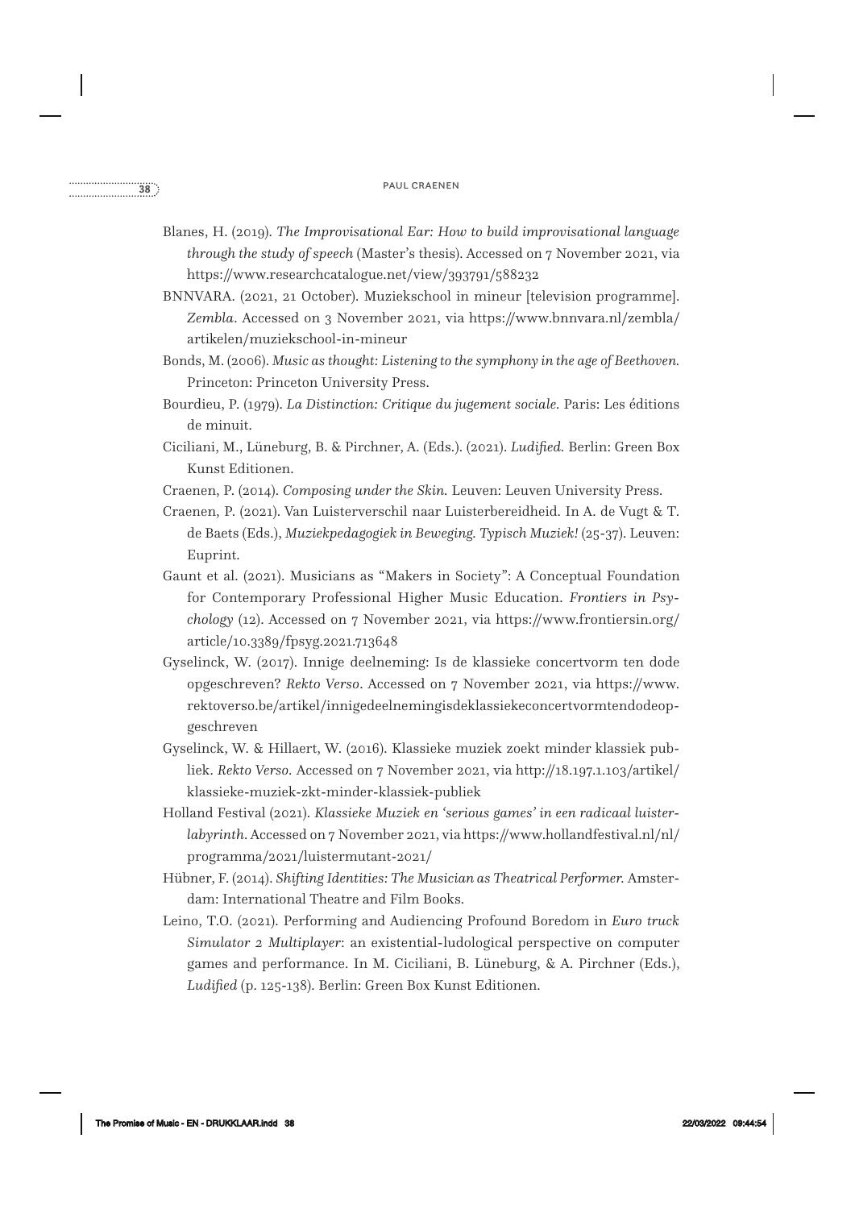Blanes, H. (2019). *The Improvisational Ear: How to build improvisational language through the study of speech* (Master's thesis). Accessed on 7 November 2021, via https://www.researchcatalogue.net/view/393791/588232

BNNVARA. (2021, 21 October). Muziekschool in mineur [television programme]. *Zembla*. Accessed on 3 November 2021, via https://www.bnnvara.nl/zembla/artikelen/muziekschool-in-mineur

Bonds, M. (2006). *Music as thought: Listening to the symphony in the age of Beethoven*. Princeton: Princeton University Press.

Bourdieu, P. (1979). *La Distinction: Critique du jugement sociale*. Paris: Les éditions de minuit.

Ciciliani, M., Lüneburg, B. & Pirchner, A. (Eds.). (2021). *Ludified*. Berlin: Green Box Kunst Editionen.

Craenen, P. (2014). *Composing under the Skin*. Leuven: Leuven University Press.

Craenen, P. (2021). Van Luisterverschil naar Luisterbereidheid. In A. de Vugt & T. de Baets (Eds.), *Muziekpedagogiek in Beweging. Typisch Muziek!* (25-37). Leuven: Euprint.

Gaunt et al. (2021). Musicians as "Makers in Society": A Conceptual Foundation for Contemporary Professional Higher Music Education. *Frontiers in Psychology* (12). Accessed on 7 November 2021, via https://www.frontiersin.org/article/10.3389/fpsyg.2021.713648

Gyselinck, W. (2017). Innige deelneming: Is de klassieke concertvorm ten dode opgeschreven? *Rekto Verso*. Accessed on 7 November 2021, via https://www.rektoverso.be/artikel/innigedeelnemingisdeklassiekeconcertvormtendodeopgeschreven

Gyselinck, W. & Hillaert, W. (2016). Klassieke muziek zoekt minder klassiek publiek. *Rekto Verso*. Accessed on 7 November 2021, via http://18.197.1.103/artikel/klassieke-muziek-zkt-minder-klassiek-publiek

Holland Festival (2021). *Klassieke Muziek en 'serious games' in een radicaal luisterlabyrinth*. Accessed on 7 November 2021, via https://www.hollandfestival.nl/nl/programma/2021/luistermutant-2021/

Hübner, F. (2014). *Shifting Identities: The Musician as Theatrical Performer*. Amsterdam: International Theatre and Film Books.

Leino, T.O. (2021). Performing and Audiencing Profound Boredom in *Euro truck Simulator 2 Multiplayer*: an existential-ludological perspective on computer games and performance. In M. Ciciliani, B. Lüneburg, & A. Pirchner (Eds.), *Ludified* (p. 125-138). Berlin: Green Box Kunst Editionen.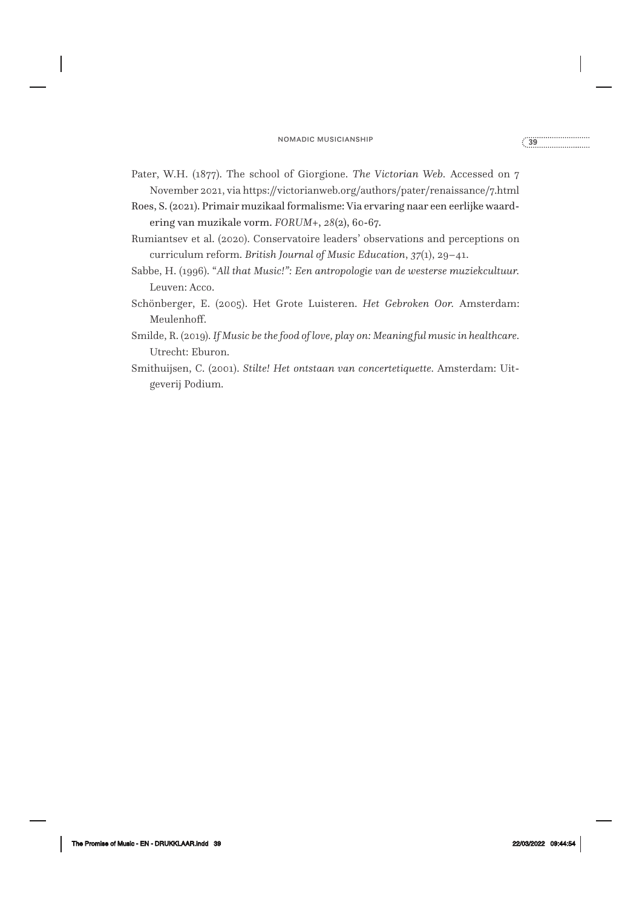Pater, W.H. (1877). The school of Giorgione. *The Victorian Web*. Accessed on 7 November 2021, via https://victorianweb.org/authors/pater/renaissance/7.html

Roes, S. (2021). Primair muzikaal formalisme: Via ervaring naar een eerlijke waardering van muzikale vorm. *FORUM+*, *28*(2), 60-67.

Rumiantsev et al. (2020). Conservatoire leaders' observations and perceptions on curriculum reform. *British Journal of Music Education*, *37*(1), 29–41.

Sabbe, H. (1996). *"All that Music!": Een antropologie van de westerse muziekcultuur.* Leuven: Acco.

Schönberger, E. (2005). Het Grote Luisteren. *Het Gebroken Oor*. Amsterdam: Meulenhoff.

Smilde, R. (2019). *If Music be the food of love, play on: Meaningful music in healthcare.* Utrecht: Eburon.

Smithuijsen, C. (2001). *Stilte! Het ontstaan van concertetiquette*. Amsterdam: Uitgeverij Podium.